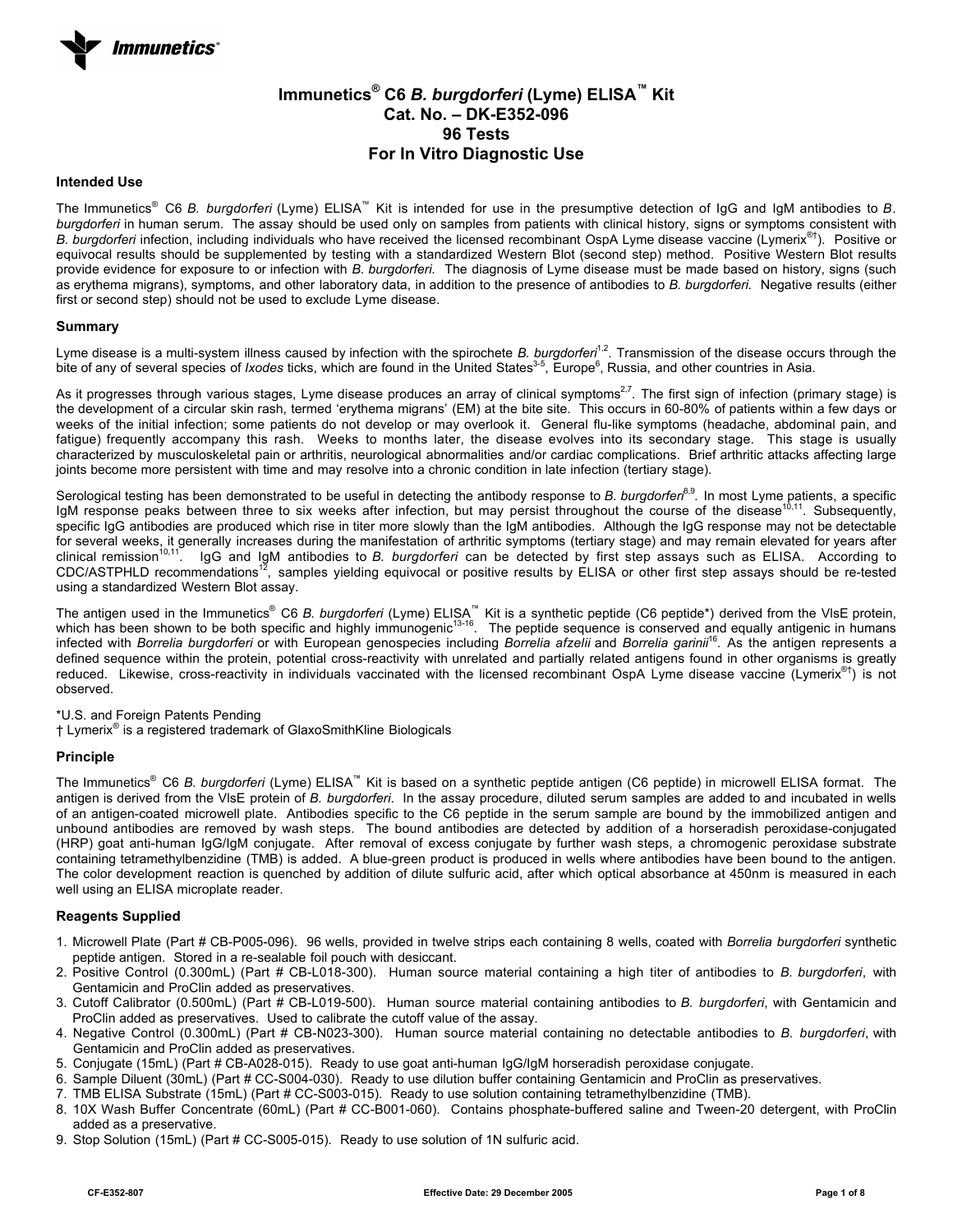**Immunetics®**

# Immunetics® C6 *B. burgdorferi* (Lyme) ELISA™ Kit
# Cat. No. – DK-E352-096
# 96 Tests
# For In Vitro Diagnostic Use

## Intended Use

The Immunetics® C6 *B. burgdorferi* (Lyme) ELISA™ Kit is intended for use in the presumptive detection of IgG and IgM antibodies to *B. burgdorferi* in human serum. The assay should be used only on samples from patients with clinical history, signs or symptoms consistent with *B. burgdorferi* infection, including individuals who have received the licensed recombinant OspA Lyme disease vaccine (Lymerix®†). Positive or equivocal results should be supplemented by testing with a standardized Western Blot (second step) method. Positive Western Blot results provide evidence for exposure to or infection with *B. burgdorferi.* The diagnosis of Lyme disease must be made based on history, signs (such as erythema migrans), symptoms, and other laboratory data, in addition to the presence of antibodies to *B. burgdorferi*. Negative results (either first or second step) should not be used to exclude Lyme disease.

## Summary

Lyme disease is a multi-system illness caused by infection with the spirochete *B. burgdorferi*[1,2]. Transmission of the disease occurs through the bite of any of several species of *Ixodes* ticks, which are found in the United States[3-5], Europe[6], Russia, and other countries in Asia.

As it progresses through various stages, Lyme disease produces an array of clinical symptoms[2,7]. The first sign of infection (primary stage) is the development of a circular skin rash, termed 'erythema migrans' (EM) at the bite site. This occurs in 60-80% of patients within a few days or weeks of the initial infection; some patients do not develop or may overlook it. General flu-like symptoms (headache, abdominal pain, and fatigue) frequently accompany this rash. Weeks to months later, the disease evolves into its secondary stage. This stage is usually characterized by musculoskeletal pain or arthritis, neurological abnormalities and/or cardiac complications. Brief arthritic attacks affecting large joints become more persistent with time and may resolve into a chronic condition in late infection (tertiary stage).

Serological testing has been demonstrated to be useful in detecting the antibody response to *B. burgdorferi*[8,9]. In most Lyme patients, a specific IgM response peaks between three to six weeks after infection, but may persist throughout the course of the disease[10,11]. Subsequently, specific IgG antibodies are produced which rise in titer more slowly than the IgM antibodies. Although the IgG response may not be detectable for several weeks, it generally increases during the manifestation of arthritic symptoms (tertiary stage) and may remain elevated for years after clinical remission[10,11]. IgG and IgM antibodies to *B. burgdorferi* can be detected by first step assays such as ELISA. According to CDC/ASTPHLD recommendations[12], samples yielding equivocal or positive results by ELISA or other first step assays should be re-tested using a standardized Western Blot assay.

The antigen used in the Immunetics® C6 *B. burgdorferi* (Lyme) ELISA™ Kit is a synthetic peptide (C6 peptide*) derived from the VlsE protein, which has been shown to be both specific and highly immunogenic[13-16]. The peptide sequence is conserved and equally antigenic in humans infected with *Borrelia burgdorferi* or with European genospecies including *Borrelia afzelii* and *Borrelia garinii*[16]. As the antigen represents a defined sequence within the protein, potential cross-reactivity with unrelated and partially related antigens found in other organisms is greatly reduced. Likewise, cross-reactivity in individuals vaccinated with the licensed recombinant OspA Lyme disease vaccine (Lymerix®†) is not observed.

*U.S. and Foreign Patents Pending
† Lymerix® is a registered trademark of GlaxoSmithKline Biologicals

## Principle

The Immunetics® C6 *B. burgdorferi* (Lyme) ELISA™ Kit is based on a synthetic peptide antigen (C6 peptide) in microwell ELISA format. The antigen is derived from the VlsE protein of *B. burgdorferi*. In the assay procedure, diluted serum samples are added to and incubated in wells of an antigen-coated microwell plate. Antibodies specific to the C6 peptide in the serum sample are bound by the immobilized antigen and unbound antibodies are removed by wash steps. The bound antibodies are detected by addition of a horseradish peroxidase-conjugated (HRP) goat anti-human IgG/IgM conjugate. After removal of excess conjugate by further wash steps, a chromogenic peroxidase substrate containing tetramethylbenzidine (TMB) is added. A blue-green product is produced in wells where antibodies have been bound to the antigen. The color development reaction is quenched by addition of dilute sulfuric acid, after which optical absorbance at 450nm is measured in each well using an ELISA microplate reader.

## Reagents Supplied

1. Microwell Plate (Part # CB-P005-096). 96 wells, provided in twelve strips each containing 8 wells, coated with *Borrelia burgdorferi* synthetic peptide antigen. Stored in a re-sealable foil pouch with desiccant.
2. Positive Control (0.300mL) (Part # CB-L018-300). Human source material containing a high titer of antibodies to *B. burgdorferi*, with Gentamicin and ProClin added as preservatives.
3. Cutoff Calibrator (0.500mL) (Part # CB-L019-500). Human source material containing antibodies to *B. burgdorferi*, with Gentamicin and ProClin added as preservatives. Used to calibrate the cutoff value of the assay.
4. Negative Control (0.300mL) (Part # CB-N023-300). Human source material containing no detectable antibodies to *B. burgdorferi*, with Gentamicin and ProClin added as preservatives.
5. Conjugate (15mL) (Part # CB-A028-015). Ready to use goat anti-human IgG/IgM horseradish peroxidase conjugate.
6. Sample Diluent (30mL) (Part # CC-S004-030). Ready to use dilution buffer containing Gentamicin and ProClin as preservatives.
7. TMB ELISA Substrate (15mL) (Part # CC-S003-015). Ready to use solution containing tetramethylbenzidine (TMB).
8. 10X Wash Buffer Concentrate (60mL) (Part # CC-B001-060). Contains phosphate-buffered saline and Tween-20 detergent, with ProClin added as a preservative.
9. Stop Solution (15mL) (Part # CC-S005-015). Ready to use solution of 1N sulfuric acid.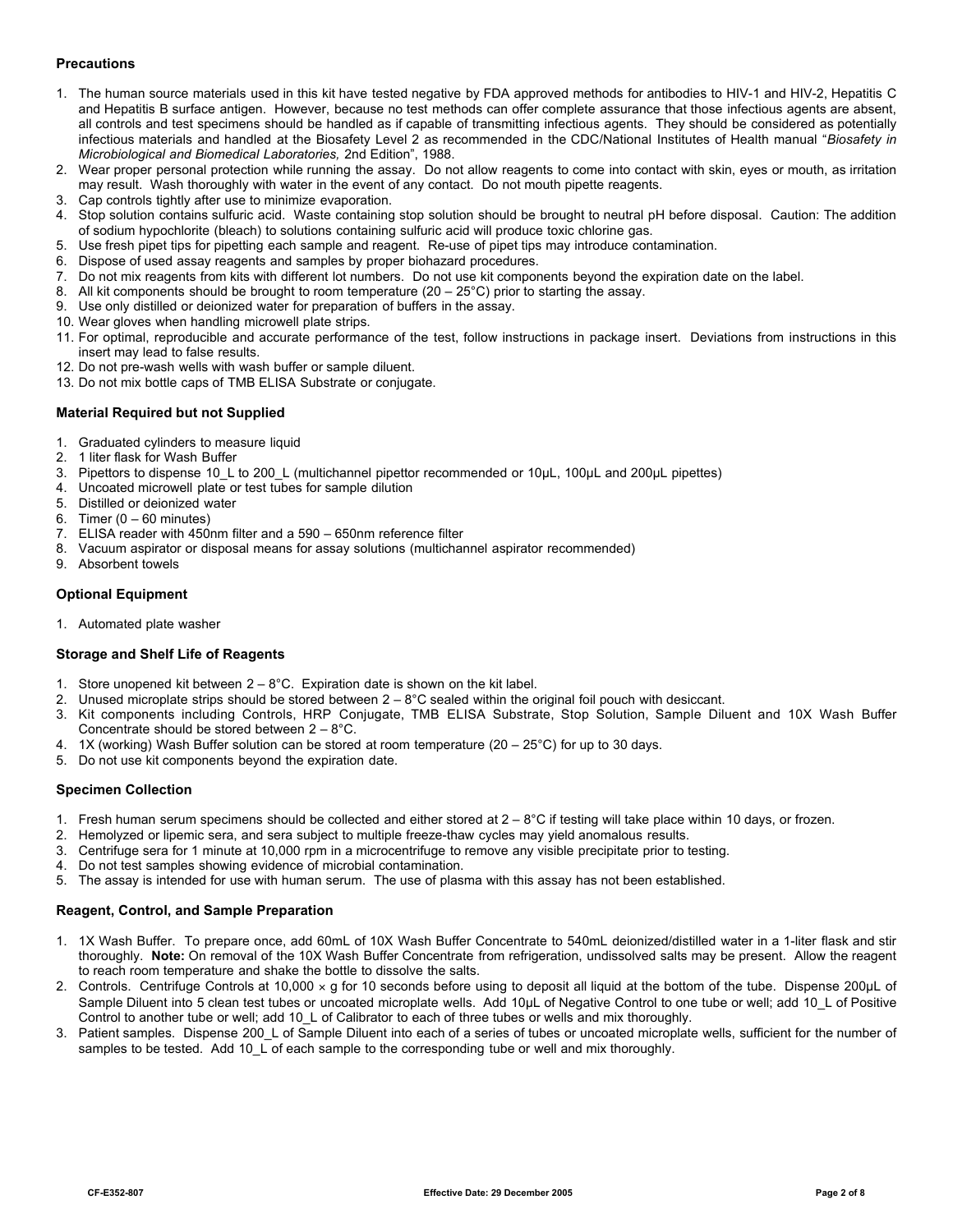### Precautions

1. The human source materials used in this kit have tested negative by FDA approved methods for antibodies to HIV-1 and HIV-2, Hepatitis C and Hepatitis B surface antigen. However, because no test methods can offer complete assurance that those infectious agents are absent, all controls and test specimens should be handled as if capable of transmitting infectious agents. They should be considered as potentially infectious materials and handled at the Biosafety Level 2 as recommended in the CDC/National Institutes of Health manual "*Biosafety in Microbiological and Biomedical Laboratories,* 2nd Edition", 1988.
2. Wear proper personal protection while running the assay. Do not allow reagents to come into contact with skin, eyes or mouth, as irritation may result. Wash thoroughly with water in the event of any contact. Do not mouth pipette reagents.
3. Cap controls tightly after use to minimize evaporation.
4. Stop solution contains sulfuric acid. Waste containing stop solution should be brought to neutral pH before disposal. Caution: The addition of sodium hypochlorite (bleach) to solutions containing sulfuric acid will produce toxic chlorine gas.
5. Use fresh pipet tips for pipetting each sample and reagent. Re-use of pipet tips may introduce contamination.
6. Dispose of used assay reagents and samples by proper biohazard procedures.
7. Do not mix reagents from kits with different lot numbers. Do not use kit components beyond the expiration date on the label.
8. All kit components should be brought to room temperature (20 – 25°C) prior to starting the assay.
9. Use only distilled or deionized water for preparation of buffers in the assay.
10. Wear gloves when handling microwell plate strips.
11. For optimal, reproducible and accurate performance of the test, follow instructions in package insert. Deviations from instructions in this insert may lead to false results.
12. Do not pre-wash wells with wash buffer or sample diluent.
13. Do not mix bottle caps of TMB ELISA Substrate or conjugate.

### Material Required but not Supplied

1. Graduated cylinders to measure liquid
2. 1 liter flask for Wash Buffer
3. Pipettors to dispense 10_L to 200_L (multichannel pipettor recommended or 10µL, 100µL and 200µL pipettes)
4. Uncoated microwell plate or test tubes for sample dilution
5. Distilled or deionized water
6. Timer (0 – 60 minutes)
7. ELISA reader with 450nm filter and a 590 – 650nm reference filter
8. Vacuum aspirator or disposal means for assay solutions (multichannel aspirator recommended)
9. Absorbent towels

### Optional Equipment

1. Automated plate washer

### Storage and Shelf Life of Reagents

1. Store unopened kit between 2 – 8°C. Expiration date is shown on the kit label.
2. Unused microplate strips should be stored between 2 – 8°C sealed within the original foil pouch with desiccant.
3. Kit components including Controls, HRP Conjugate, TMB ELISA Substrate, Stop Solution, Sample Diluent and 10X Wash Buffer Concentrate should be stored between 2 – 8°C.
4. 1X (working) Wash Buffer solution can be stored at room temperature (20 – 25°C) for up to 30 days.
5. Do not use kit components beyond the expiration date.

### Specimen Collection

1. Fresh human serum specimens should be collected and either stored at 2 – 8°C if testing will take place within 10 days, or frozen.
2. Hemolyzed or lipemic sera, and sera subject to multiple freeze-thaw cycles may yield anomalous results.
3. Centrifuge sera for 1 minute at 10,000 rpm in a microcentrifuge to remove any visible precipitate prior to testing.
4. Do not test samples showing evidence of microbial contamination.
5. The assay is intended for use with human serum. The use of plasma with this assay has not been established.

### Reagent, Control, and Sample Preparation

1. 1X Wash Buffer. To prepare once, add 60mL of 10X Wash Buffer Concentrate to 540mL deionized/distilled water in a 1-liter flask and stir thoroughly. **Note:** On removal of the 10X Wash Buffer Concentrate from refrigeration, undissolved salts may be present. Allow the reagent to reach room temperature and shake the bottle to dissolve the salts.
2. Controls. Centrifuge Controls at 10,000 × g for 10 seconds before using to deposit all liquid at the bottom of the tube. Dispense 200µL of Sample Diluent into 5 clean test tubes or uncoated microplate wells. Add 10µL of Negative Control to one tube or well; add 10_L of Positive Control to another tube or well; add 10_L of Calibrator to each of three tubes or wells and mix thoroughly.
3. Patient samples. Dispense 200_L of Sample Diluent into each of a series of tubes or uncoated microplate wells, sufficient for the number of samples to be tested. Add 10_L of each sample to the corresponding tube or well and mix thoroughly.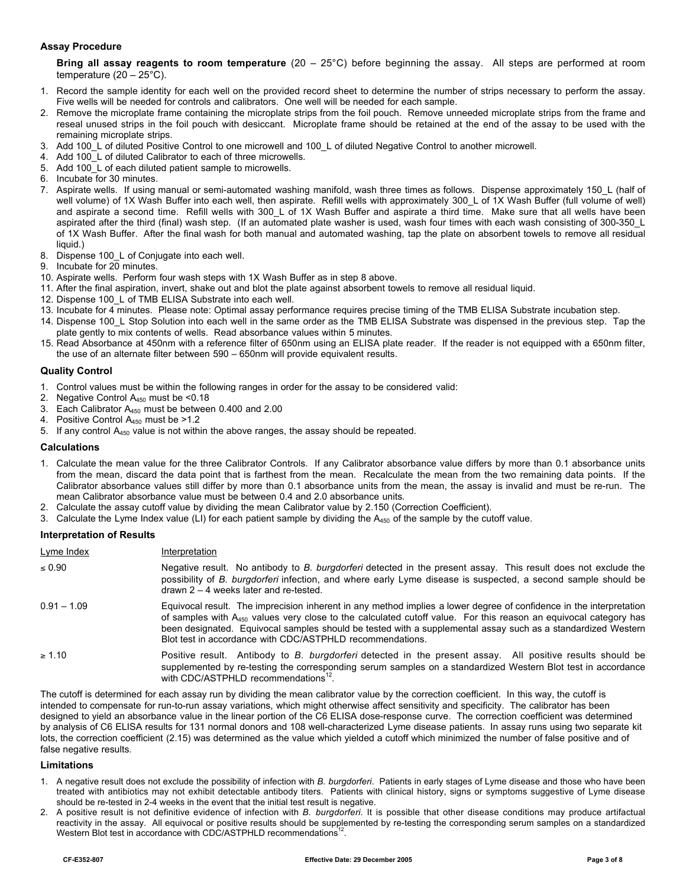### Assay Procedure

**Bring all assay reagents to room temperature** (20 – 25°C) before beginning the assay. All steps are performed at room temperature (20 – 25°C).

1. Record the sample identity for each well on the provided record sheet to determine the number of strips necessary to perform the assay. Five wells will be needed for controls and calibrators. One well will be needed for each sample.
2. Remove the microplate frame containing the microplate strips from the foil pouch. Remove unneeded microplate strips from the frame and reseal unused strips in the foil pouch with desiccant. Microplate frame should be retained at the end of the assay to be used with the remaining microplate strips.
3. Add 100_L of diluted Positive Control to one microwell and 100_L of diluted Negative Control to another microwell.
4. Add 100_L of diluted Calibrator to each of three microwells.
5. Add 100_L of each diluted patient sample to microwells.
6. Incubate for 30 minutes.
7. Aspirate wells. If using manual or semi-automated washing manifold, wash three times as follows. Dispense approximately 150_L (half of well volume) of 1X Wash Buffer into each well, then aspirate. Refill wells with approximately 300_L of 1X Wash Buffer (full volume of well) and aspirate a second time. Refill wells with 300_L of 1X Wash Buffer and aspirate a third time. Make sure that all wells have been aspirated after the third (final) wash step. (If an automated plate washer is used, wash four times with each wash consisting of 300-350_L of 1X Wash Buffer. After the final wash for both manual and automated washing, tap the plate on absorbent towels to remove all residual liquid.)
8. Dispense 100_L of Conjugate into each well.
9. Incubate for 20 minutes.
10. Aspirate wells. Perform four wash steps with 1X Wash Buffer as in step 8 above.
11. After the final aspiration, invert, shake out and blot the plate against absorbent towels to remove all residual liquid.
12. Dispense 100_L of TMB ELISA Substrate into each well.
13. Incubate for 4 minutes. Please note: Optimal assay performance requires precise timing of the TMB ELISA Substrate incubation step.
14. Dispense 100_L Stop Solution into each well in the same order as the TMB ELISA Substrate was dispensed in the previous step. Tap the plate gently to mix contents of wells. Read absorbance values within 5 minutes.
15. Read Absorbance at 450nm with a reference filter of 650nm using an ELISA plate reader. If the reader is not equipped with a 650nm filter, the use of an alternate filter between 590 – 650nm will provide equivalent results.

### Quality Control

1. Control values must be within the following ranges in order for the assay to be considered valid:
2. Negative Control $A_{450}$ must be <0.18
3. Each Calibrator $A_{450}$ must be between 0.400 and 2.00
4. Positive Control $A_{450}$ must be >1.2
5. If any control $A_{450}$ value is not within the above ranges, the assay should be repeated.

### Calculations

1. Calculate the mean value for the three Calibrator Controls. If any Calibrator absorbance value differs by more than 0.1 absorbance units from the mean, discard the data point that is farthest from the mean. Recalculate the mean from the two remaining data points. If the Calibrator absorbance values still differ by more than 0.1 absorbance units from the mean, the assay is invalid and must be re-run. The mean Calibrator absorbance value must be between 0.4 and 2.0 absorbance units.
2. Calculate the assay cutoff value by dividing the mean Calibrator value by 2.150 (Correction Coefficient).
3. Calculate the Lyme Index value (LI) for each patient sample by dividing the $A_{450}$ of the sample by the cutoff value.

### Interpretation of Results

| Lyme Index | Interpretation |
| --- | --- |
| ≤ 0.90 | Negative result. No antibody to *B. burgdorferi* detected in the present assay. This result does not exclude the possibility of *B. burgdorferi* infection, and where early Lyme disease is suspected, a second sample should be drawn 2 – 4 weeks later and re-tested. |
| 0.91 – 1.09 | Equivocal result. The imprecision inherent in any method implies a lower degree of confidence in the interpretation of samples with $A_{450}$ values very close to the calculated cutoff value. For this reason an equivocal category has been designated. Equivocal samples should be tested with a supplemental assay such as a standardized Western Blot test in accordance with CDC/ASTPHLD recommendations. |
| ≥ 1.10 | Positive result. Antibody to *B. burgdorferi* detected in the present assay. All positive results should be supplemented by re-testing the corresponding serum samples on a standardized Western Blot test in accordance with CDC/ASTPHLD recommendations[12]. |

The cutoff is determined for each assay run by dividing the mean calibrator value by the correction coefficient. In this way, the cutoff is intended to compensate for run-to-run assay variations, which might otherwise affect sensitivity and specificity. The calibrator has been designed to yield an absorbance value in the linear portion of the C6 ELISA dose-response curve. The correction coefficient was determined by analysis of C6 ELISA results for 131 normal donors and 108 well-characterized Lyme disease patients. In assay runs using two separate kit lots, the correction coefficient (2.15) was determined as the value which yielded a cutoff which minimized the number of false positive and of false negative results.

### Limitations

1. A negative result does not exclude the possibility of infection with *B. burgdorferi*. Patients in early stages of Lyme disease and those who have been treated with antibiotics may not exhibit detectable antibody titers. Patients with clinical history, signs or symptoms suggestive of Lyme disease should be re-tested in 2-4 weeks in the event that the initial test result is negative.
2. A positive result is not definitive evidence of infection with *B. burgdorferi*. It is possible that other disease conditions may produce artifactual reactivity in the assay. All equivocal or positive results should be supplemented by re-testing the corresponding serum samples on a standardized Western Blot test in accordance with CDC/ASTPHLD recommendations[12].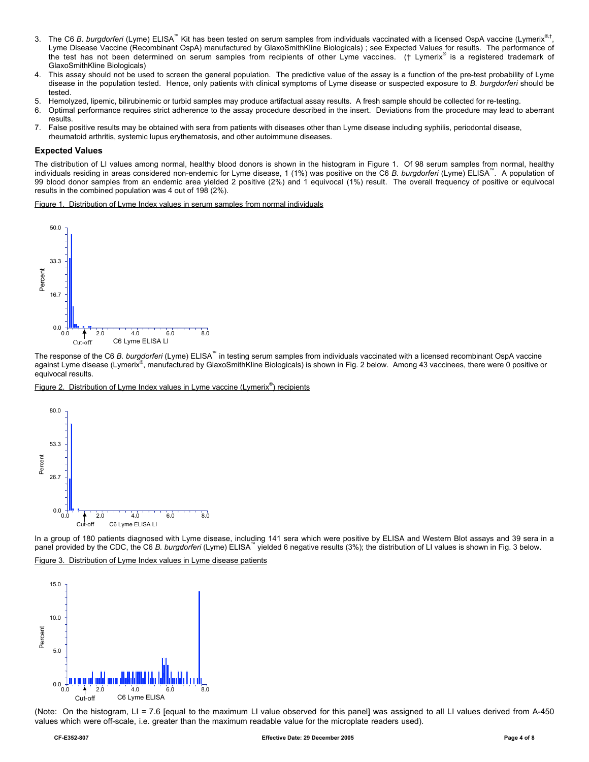3. The C6 *B. burgdorferi* (Lyme) ELISA™ Kit has been tested on serum samples from individuals vaccinated with a licensed OspA vaccine (Lymerix®,†, Lyme Disease Vaccine (Recombinant OspA) manufactured by GlaxoSmithKline Biologicals) ; see Expected Values for results. The performance of the test has not been determined on serum samples from recipients of other Lyme vaccines. († Lymerix® is a registered trademark of GlaxoSmithKline Biologicals)
4. This assay should not be used to screen the general population. The predictive value of the assay is a function of the pre-test probability of Lyme disease in the population tested. Hence, only patients with clinical symptoms of Lyme disease or suspected exposure to *B. burgdorferi* should be tested.
5. Hemolyzed, lipemic, bilirubinemic or turbid samples may produce artifactual assay results. A fresh sample should be collected for re-testing.
6. Optimal performance requires strict adherence to the assay procedure described in the insert. Deviations from the procedure may lead to aberrant results.
7. False positive results may be obtained with sera from patients with diseases other than Lyme disease including syphilis, periodontal disease, rheumatoid arthritis, systemic lupus erythematosis, and other autoimmune diseases.

### Expected Values

The distribution of LI values among normal, healthy blood donors is shown in the histogram in Figure 1. Of 98 serum samples from normal, healthy individuals residing in areas considered non-endemic for Lyme disease, 1 (1%) was positive on the C6 *B. burgdorferi* (Lyme) ELISA™. A population of 99 blood donor samples from an endemic area yielded 2 positive (2%) and 1 equivocal (1%) result. The overall frequency of positive or equivocal results in the combined population was 4 out of 198 (2%).

Figure 1. Distribution of Lyme Index values in serum samples from normal individuals

The response of the C6 *B. burgdorferi* (Lyme) ELISA™ in testing serum samples from individuals vaccinated with a licensed recombinant OspA vaccine against Lyme disease (Lymerix®, manufactured by GlaxoSmithKline Biologicals) is shown in Fig. 2 below. Among 43 vaccinees, there were 0 positive or equivocal results.

Figure 2. Distribution of Lyme Index values in Lyme vaccine (Lymerix®) recipients

In a group of 180 patients diagnosed with Lyme disease, including 141 sera which were positive by ELISA and Western Blot assays and 39 sera in a panel provided by the CDC, the C6 *B. burgdorferi* (Lyme) ELISA™ yielded 6 negative results (3%); the distribution of LI values is shown in Fig. 3 below.

Figure 3. Distribution of Lyme Index values in Lyme disease patients

(Note: On the histogram, LI = 7.6 [equal to the maximum LI value observed for this panel] was assigned to all LI values derived from A-450 values which were off-scale, i.e. greater than the maximum readable value for the microplate readers used).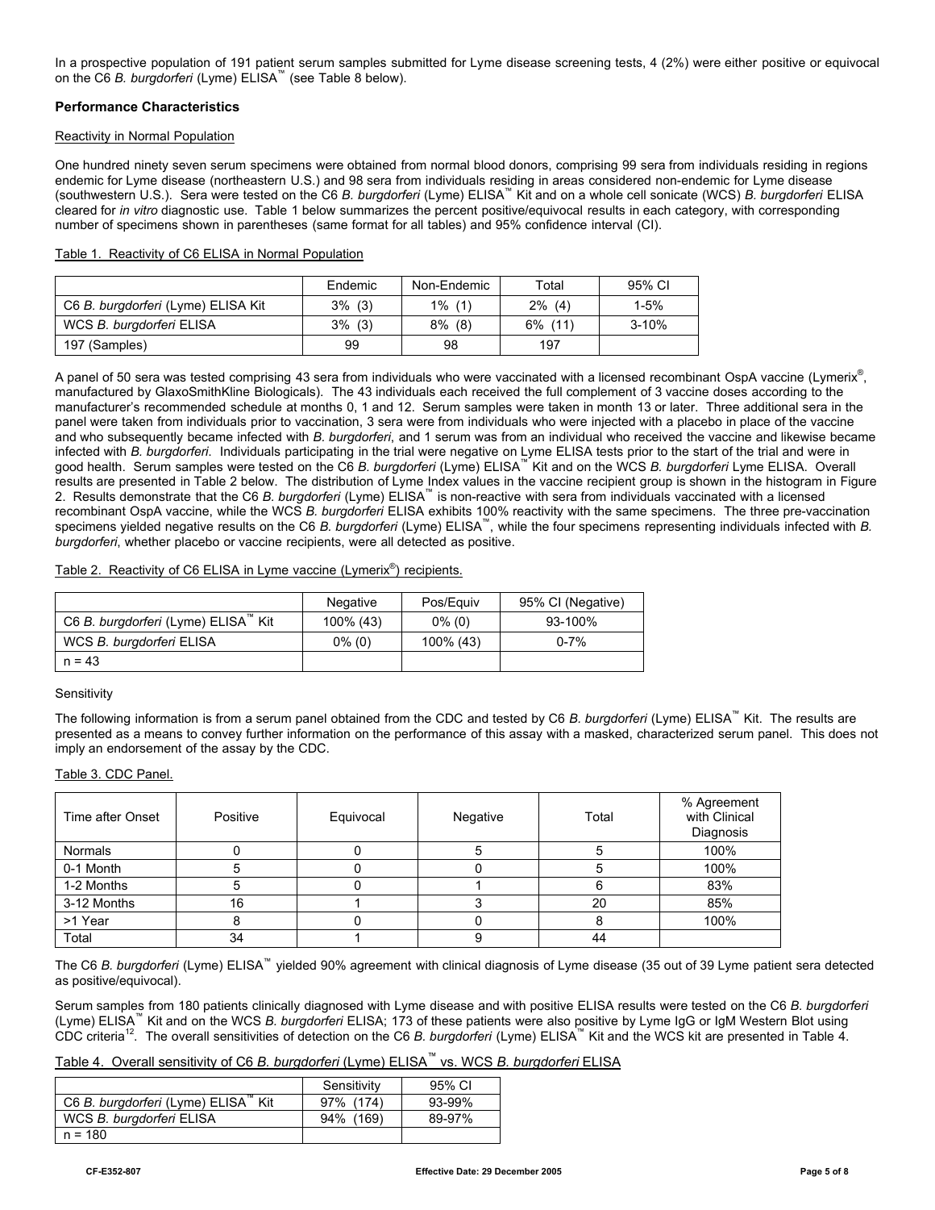In a prospective population of 191 patient serum samples submitted for Lyme disease screening tests, 4 (2%) were either positive or equivocal on the C6 *B. burgdorferi* (Lyme) ELISA™ (see Table 8 below).

**Performance Characteristics**

Reactivity in Normal Population

One hundred ninety seven serum specimens were obtained from normal blood donors, comprising 99 sera from individuals residing in regions endemic for Lyme disease (northeastern U.S.) and 98 sera from individuals residing in areas considered non-endemic for Lyme disease (southwestern U.S.). Sera were tested on the C6 *B. burgdorferi* (Lyme) ELISA™ Kit and on a whole cell sonicate (WCS) *B. burgdorferi* ELISA cleared for *in vitro* diagnostic use. Table 1 below summarizes the percent positive/equivocal results in each category, with corresponding number of specimens shown in parentheses (same format for all tables) and 95% confidence interval (CI).

Table 1. Reactivity of C6 ELISA in Normal Population

| | Endemic | Non-Endemic | Total | 95% CI |
|---|---|---|---|---|
| C6 *B. burgdorferi* (Lyme) ELISA Kit | 3% (3) | 1% (1) | 2% (4) | 1-5% |
| WCS *B. burgdorferi* ELISA | 3% (3) | 8% (8) | 6% (11) | 3-10% |
| 197 (Samples) | 99 | 98 | 197 | |

A panel of 50 sera was tested comprising 43 sera from individuals who were vaccinated with a licensed recombinant OspA vaccine (Lymerix®, manufactured by GlaxoSmithKline Biologicals). The 43 individuals each received the full complement of 3 vaccine doses according to the manufacturer's recommended schedule at months 0, 1 and 12. Serum samples were taken in month 13 or later. Three additional sera in the panel were taken from individuals prior to vaccination, 3 sera were from individuals who were injected with a placebo in place of the vaccine and who subsequently became infected with *B. burgdorferi*, and 1 serum was from an individual who received the vaccine and likewise became infected with *B. burgdorferi*. Individuals participating in the trial were negative on Lyme ELISA tests prior to the start of the trial and were in good health. Serum samples were tested on the C6 *B. burgdorferi* (Lyme) ELISA™ Kit and on the WCS *B. burgdorferi* Lyme ELISA. Overall results are presented in Table 2 below. The distribution of Lyme Index values in the vaccine recipient group is shown in the histogram in Figure 2. Results demonstrate that the C6 *B. burgdorferi* (Lyme) ELISA™ is non-reactive with sera from individuals vaccinated with a licensed recombinant OspA vaccine, while the WCS *B. burgdorferi* ELISA exhibits 100% reactivity with the same specimens. The three pre-vaccination specimens yielded negative results on the C6 *B. burgdorferi* (Lyme) ELISA™, while the four specimens representing individuals infected with *B. burgdorferi*, whether placebo or vaccine recipients, were all detected as positive.

Table 2. Reactivity of C6 ELISA in Lyme vaccine (Lymerix®) recipients.

| | Negative | Pos/Equiv | 95% CI (Negative) |
|---|---|---|---|
| C6 *B. burgdorferi* (Lyme) ELISA™ Kit | 100% (43) | 0% (0) | 93-100% |
| WCS *B. burgdorferi* ELISA | 0% (0) | 100% (43) | 0-7% |
| n = 43 | | | |

Sensitivity

The following information is from a serum panel obtained from the CDC and tested by C6 *B. burgdorferi* (Lyme) ELISA™ Kit. The results are presented as a means to convey further information on the performance of this assay with a masked, characterized serum panel. This does not imply an endorsement of the assay by the CDC.

Table 3. CDC Panel.

| Time after Onset | Positive | Equivocal | Negative | Total | % Agreement with Clinical Diagnosis |
|---|---|---|---|---|---|
| Normals | 0 | 0 | 5 | 5 | 100% |
| 0-1 Month | 5 | 0 | 0 | 5 | 100% |
| 1-2 Months | 5 | 0 | 1 | 6 | 83% |
| 3-12 Months | 16 | 1 | 3 | 20 | 85% |
| >1 Year | 8 | 0 | 0 | 8 | 100% |
| Total | 34 | 1 | 9 | 44 | |

The C6 *B. burgdorferi* (Lyme) ELISA™ yielded 90% agreement with clinical diagnosis of Lyme disease (35 out of 39 Lyme patient sera detected as positive/equivocal).

Serum samples from 180 patients clinically diagnosed with Lyme disease and with positive ELISA results were tested on the C6 *B. burgdorferi* (Lyme) ELISA™ Kit and on the WCS *B. burgdorferi* ELISA; 173 of these patients were also positive by Lyme IgG or IgM Western Blot using CDC criteria[12]. The overall sensitivities of detection on the C6 *B. burgdorferi* (Lyme) ELISA™ Kit and the WCS kit are presented in Table 4.

Table 4. Overall sensitivity of C6 *B. burgdorferi* (Lyme) ELISA™ vs. WCS *B. burgdorferi* ELISA

| | Sensitivity | 95% CI |
|---|---|---|
| C6 *B. burgdorferi* (Lyme) ELISA™ Kit | 97% (174) | 93-99% |
| WCS *B. burgdorferi* ELISA | 94% (169) | 89-97% |
| n = 180 | | |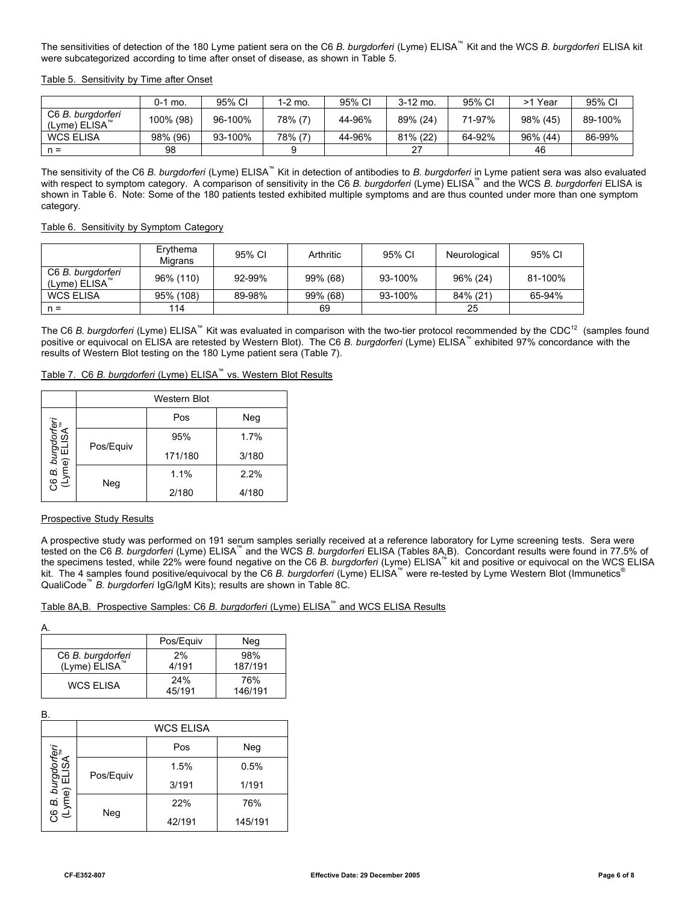The sensitivities of detection of the 180 Lyme patient sera on the C6 *B. burgdorferi* (Lyme) ELISA™ Kit and the WCS *B. burgdorferi* ELISA kit were subcategorized according to time after onset of disease, as shown in Table 5.

Table 5. Sensitivity by Time after Onset

| | 0-1 mo. | 95% CI | 1-2 mo. | 95% CI | 3-12 mo. | 95% CI | >1 Year | 95% CI |
|---|---|---|---|---|---|---|---|---|
| C6 *B. burgdorferi* (Lyme) ELISA™ | 100% (98) | 96-100% | 78% (7) | 44-96% | 89% (24) | 71-97% | 98% (45) | 89-100% |
| WCS ELISA | 98% (96) | 93-100% | 78% (7) | 44-96% | 81% (22) | 64-92% | 96% (44) | 86-99% |
| n = | 98 | | 9 | | 27 | | 46 | |

The sensitivity of the C6 *B. burgdorferi* (Lyme) ELISA™ Kit in detection of antibodies to *B. burgdorferi* in Lyme patient sera was also evaluated with respect to symptom category. A comparison of sensitivity in the C6 *B. burgdorferi* (Lyme) ELISA™ and the WCS *B. burgdorferi* ELISA is shown in Table 6. Note: Some of the 180 patients tested exhibited multiple symptoms and are thus counted under more than one symptom category.

Table 6. Sensitivity by Symptom Category

| | Erythema Migrans | 95% CI | Arthritic | 95% CI | Neurological | 95% CI |
|---|---|---|---|---|---|---|
| C6 *B. burgdorferi* (Lyme) ELISA™ | 96% (110) | 92-99% | 99% (68) | 93-100% | 96% (24) | 81-100% |
| WCS ELISA | 95% (108) | 89-98% | 99% (68) | 93-100% | 84% (21) | 65-94% |
| n = | 114 | | 69 | | 25 | |

The C6 *B. burgdorferi* (Lyme) ELISA™ Kit was evaluated in comparison with the two-tier protocol recommended by the CDC[12] (samples found positive or equivocal on ELISA are retested by Western Blot). The C6 *B. burgdorferi* (Lyme) ELISA™ exhibited 97% concordance with the results of Western Blot testing on the 180 Lyme patient sera (Table 7).

Table 7. C6 *B. burgdorferi* (Lyme) ELISA™ vs. Western Blot Results

| C6 *B. burgdorferi* (Lyme) ELISA™ | Western Blot | Pos | Neg |
|---|---|---|---|
| Pos/Equiv | | 95% 171/180 | 1.7% 3/180 |
| Neg | | 1.1% 2/180 | 2.2% 4/180 |

## Prospective Study Results

A prospective study was performed on 191 serum samples serially received at a reference laboratory for Lyme screening tests. Sera were tested on the C6 *B. burgdorferi* (Lyme) ELISA™ and the WCS *B. burgdorferi* ELISA (Tables 8A,B). Concordant results were found in 77.5% of the specimens tested, while 22% were found negative on the C6 *B. burgdorferi* (Lyme) ELISA™ kit and positive or equivocal on the WCS ELISA kit. The 4 samples found positive/equivocal by the C6 *B. burgdorferi* (Lyme) ELISA™ were re-tested by Lyme Western Blot (Immunetics® QualiCode™ *B. burgdorferi* IgG/IgM Kits); results are shown in Table 8C.

Table 8A,B. Prospective Samples: C6 *B. burgdorferi* (Lyme) ELISA™ and WCS ELISA Results

A.

| | Pos/Equiv | Neg |
|---|---|---|
| C6 *B. burgdorferi* (Lyme) ELISA™ | 2% 4/191 | 98% 187/191 |
| WCS ELISA | 24% 45/191 | 76% 146/191 |

B.

| C6 *B. burgdorferi* (Lyme) ELISA™ | WCS ELISA | Pos | Neg |
|---|---|---|---|
| Pos/Equiv | | 1.5% 3/191 | 0.5% 1/191 |
| Neg | | 22% 42/191 | 76% 145/191 |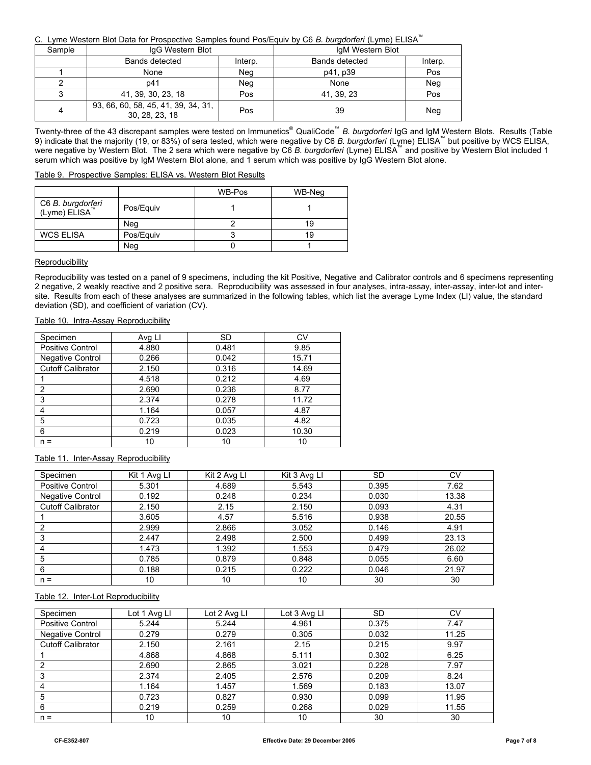C. Lyme Western Blot Data for Prospective Samples found Pos/Equiv by C6 *B. burgdorferi* (Lyme) ELISA™

| Sample | IgG Western Blot | | IgM Western Blot | |
|---|---|---|---|---|
| | Bands detected | Interp. | Bands detected | Interp. |
| 1 | None | Neg | p41, p39 | Pos |
| 2 | p41 | Neg | None | Neg |
| 3 | 41, 39, 30, 23, 18 | Pos | 41, 39, 23 | Pos |
| 4 | 93, 66, 60, 58, 45, 41, 39, 34, 31, 30, 28, 23, 18 | Pos | 39 | Neg |

Twenty-three of the 43 discrepant samples were tested on Immunetics® QualiCode™ *B. burgdorferi* IgG and IgM Western Blots. Results (Table 9) indicate that the majority (19, or 83%) of sera tested, which were negative by C6 *B. burgdorferi* (Lyme) ELISA™ but positive by WCS ELISA, were negative by Western Blot. The 2 sera which were negative by C6 *B. burgdorferi* (Lyme) ELISA™ and positive by Western Blot included 1 serum which was positive by IgM Western Blot alone, and 1 serum which was positive by IgG Western Blot alone.

Table 9. Prospective Samples: ELISA vs. Western Blot Results

| | | WB-Pos | WB-Neg |
|---|---|---|---|
| C6 *B. burgdorferi* (Lyme) ELISA™ | Pos/Equiv | 1 | 1 |
| | Neg | 2 | 19 |
| WCS ELISA | Pos/Equiv | 3 | 19 |
| | Neg | 0 | 1 |

Reproducibility

Reproducibility was tested on a panel of 9 specimens, including the kit Positive, Negative and Calibrator controls and 6 specimens representing 2 negative, 2 weakly reactive and 2 positive sera. Reproducibility was assessed in four analyses, intra-assay, inter-assay, inter-lot and inter-site. Results from each of these analyses are summarized in the following tables, which list the average Lyme Index (LI) value, the standard deviation (SD), and coefficient of variation (CV).

Table 10. Intra-Assay Reproducibility

| Specimen | Avg LI | SD | CV |
|---|---|---|---|
| Positive Control | 4.880 | 0.481 | 9.85 |
| Negative Control | 0.266 | 0.042 | 15.71 |
| Cutoff Calibrator | 2.150 | 0.316 | 14.69 |
| 1 | 4.518 | 0.212 | 4.69 |
| 2 | 2.690 | 0.236 | 8.77 |
| 3 | 2.374 | 0.278 | 11.72 |
| 4 | 1.164 | 0.057 | 4.87 |
| 5 | 0.723 | 0.035 | 4.82 |
| 6 | 0.219 | 0.023 | 10.30 |
| n = | 10 | 10 | 10 |

Table 11. Inter-Assay Reproducibility

| Specimen | Kit 1 Avg LI | Kit 2 Avg LI | Kit 3 Avg LI | SD | CV |
|---|---|---|---|---|---|
| Positive Control | 5.301 | 4.689 | 5.543 | 0.395 | 7.62 |
| Negative Control | 0.192 | 0.248 | 0.234 | 0.030 | 13.38 |
| Cutoff Calibrator | 2.150 | 2.15 | 2.150 | 0.093 | 4.31 |
| 1 | 3.605 | 4.57 | 5.516 | 0.938 | 20.55 |
| 2 | 2.999 | 2.866 | 3.052 | 0.146 | 4.91 |
| 3 | 2.447 | 2.498 | 2.500 | 0.499 | 23.13 |
| 4 | 1.473 | 1.392 | 1.553 | 0.479 | 26.02 |
| 5 | 0.785 | 0.879 | 0.848 | 0.055 | 6.60 |
| 6 | 0.188 | 0.215 | 0.222 | 0.046 | 21.97 |
| n = | 10 | 10 | 10 | 30 | 30 |

Table 12. Inter-Lot Reproducibility

| Specimen | Lot 1 Avg LI | Lot 2 Avg LI | Lot 3 Avg LI | SD | CV |
|---|---|---|---|---|---|
| Positive Control | 5.244 | 5.244 | 4.961 | 0.375 | 7.47 |
| Negative Control | 0.279 | 0.279 | 0.305 | 0.032 | 11.25 |
| Cutoff Calibrator | 2.150 | 2.161 | 2.15 | 0.215 | 9.97 |
| 1 | 4.868 | 4.868 | 5.111 | 0.302 | 6.25 |
| 2 | 2.690 | 2.865 | 3.021 | 0.228 | 7.97 |
| 3 | 2.374 | 2.405 | 2.576 | 0.209 | 8.24 |
| 4 | 1.164 | 1.457 | 1.569 | 0.183 | 13.07 |
| 5 | 0.723 | 0.827 | 0.930 | 0.099 | 11.95 |
| 6 | 0.219 | 0.259 | 0.268 | 0.029 | 11.55 |
| n = | 10 | 10 | 10 | 30 | 30 |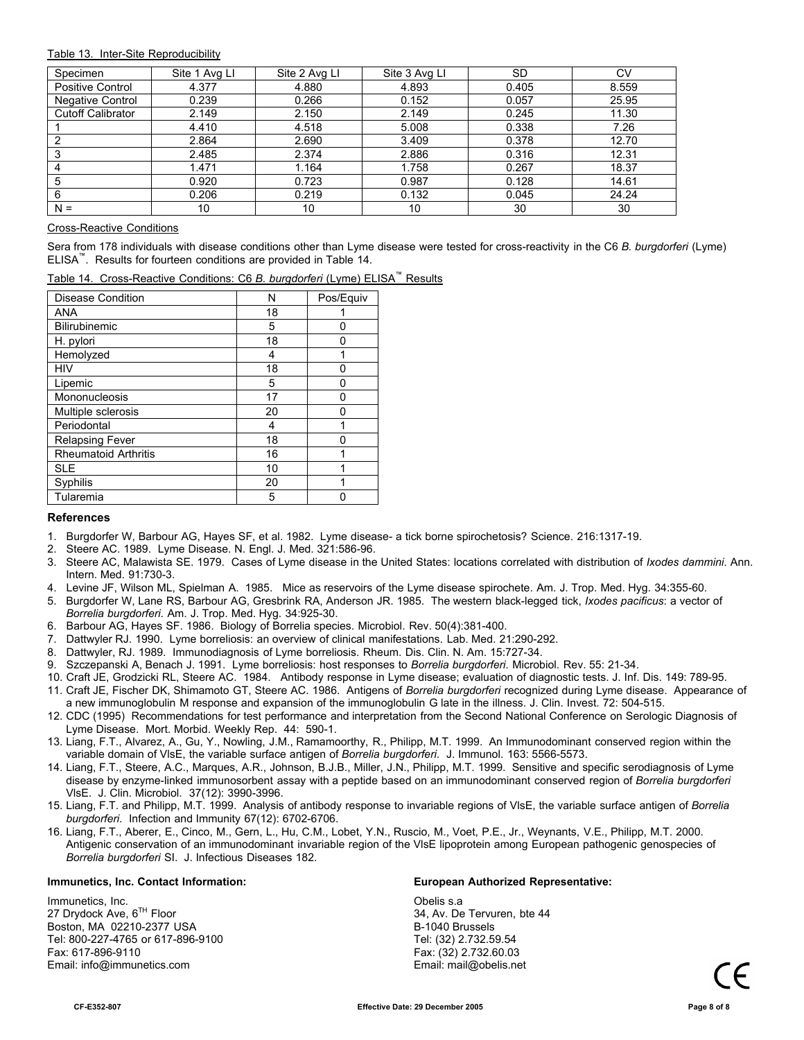Table 13. Inter-Site Reproducibility

| Specimen | Site 1 Avg LI | Site 2 Avg LI | Site 3 Avg LI | SD | CV |
|---|---|---|---|---|---|
| Positive Control | 4.377 | 4.880 | 4.893 | 0.405 | 8.559 |
| Negative Control | 0.239 | 0.266 | 0.152 | 0.057 | 25.95 |
| Cutoff Calibrator | 2.149 | 2.150 | 2.149 | 0.245 | 11.30 |
| 1 | 4.410 | 4.518 | 5.008 | 0.338 | 7.26 |
| 2 | 2.864 | 2.690 | 3.409 | 0.378 | 12.70 |
| 3 | 2.485 | 2.374 | 2.886 | 0.316 | 12.31 |
| 4 | 1.471 | 1.164 | 1.758 | 0.267 | 18.37 |
| 5 | 0.920 | 0.723 | 0.987 | 0.128 | 14.61 |
| 6 | 0.206 | 0.219 | 0.132 | 0.045 | 24.24 |
| N = | 10 | 10 | 10 | 30 | 30 |

Cross-Reactive Conditions

Sera from 178 individuals with disease conditions other than Lyme disease were tested for cross-reactivity in the C6 *B. burgdorferi* (Lyme) ELISA™. Results for fourteen conditions are provided in Table 14.

Table 14. Cross-Reactive Conditions: C6 *B. burgdorferi* (Lyme) ELISA™ Results

| Disease Condition | N | Pos/Equiv |
|---|---|---|
| ANA | 18 | 1 |
| Bilirubinemic | 5 | 0 |
| H. pylori | 18 | 0 |
| Hemolyzed | 4 | 1 |
| HIV | 18 | 0 |
| Lipemic | 5 | 0 |
| Mononucleosis | 17 | 0 |
| Multiple sclerosis | 20 | 0 |
| Periodontal | 4 | 1 |
| Relapsing Fever | 18 | 0 |
| Rheumatoid Arthritis | 16 | 1 |
| SLE | 10 | 1 |
| Syphilis | 20 | 1 |
| Tularemia | 5 | 0 |

## References

1. Burgdorfer W, Barbour AG, Hayes SF, et al. 1982. Lyme disease- a tick borne spirochetosis? Science. 216:1317-19.
2. Steere AC. 1989. Lyme Disease. N. Engl. J. Med. 321:586-96.
3. Steere AC, Malawista SE. 1979. Cases of Lyme disease in the United States: locations correlated with distribution of *Ixodes dammini*. Ann. Intern. Med. 91:730-3.
4. Levine JF, Wilson ML, Spielman A. 1985. Mice as reservoirs of the Lyme disease spirochete. Am. J. Trop. Med. Hyg. 34:355-60.
5. Burgdorfer W, Lane RS, Barbour AG, Gresbrink RA, Anderson JR. 1985. The western black-legged tick, *Ixodes pacificus*: a vector of *Borrelia burgdorferi*. Am. J. Trop. Med. Hyg. 34:925-30.
6. Barbour AG, Hayes SF. 1986. Biology of Borrelia species. Microbiol. Rev. 50(4):381-400.
7. Dattwyler RJ. 1990. Lyme borreliosis: an overview of clinical manifestations. Lab. Med. 21:290-292.
8. Dattwyler, RJ. 1989. Immunodiagnosis of Lyme borreliosis. Rheum. Dis. Clin. N. Am. 15:727-34.
9. Szczepanski A, Benach J. 1991. Lyme borreliosis: host responses to *Borrelia burgdorferi*. Microbiol. Rev. 55: 21-34.
10. Craft JE, Grodzicki RL, Steere AC. 1984. Antibody response in Lyme disease; evaluation of diagnostic tests. J. Inf. Dis. 149: 789-95.
11. Craft JE, Fischer DK, Shimamoto GT, Steere AC. 1986. Antigens of *Borrelia burgdorferi* recognized during Lyme disease. Appearance of a new immunoglobulin M response and expansion of the immunoglobulin G late in the illness. J. Clin. Invest. 72: 504-515.
12. CDC (1995) Recommendations for test performance and interpretation from the Second National Conference on Serologic Diagnosis of Lyme Disease. Mort. Morbid. Weekly Rep. 44: 590-1.
13. Liang, F.T., Alvarez, A., Gu, Y., Nowling, J.M., Ramamoorthy, R., Philipp, M.T. 1999. An Immunodominant conserved region within the variable domain of VlsE, the variable surface antigen of *Borrelia burgdorferi*. J. Immunol. 163: 5566-5573.
14. Liang, F.T., Steere, A.C., Marques, A.R., Johnson, B.J.B., Miller, J.N., Philipp, M.T. 1999. Sensitive and specific serodiagnosis of Lyme disease by enzyme-linked immunosorbent assay with a peptide based on an immunodominant conserved region of *Borrelia burgdorferi* VlsE. J. Clin. Microbiol. 37(12): 3990-3996.
15. Liang, F.T. and Philipp, M.T. 1999. Analysis of antibody response to invariable regions of VlsE, the variable surface antigen of *Borrelia burgdorferi*. Infection and Immunity 67(12): 6702-6706.
16. Liang, F.T., Aberer, E., Cinco, M., Gern, L., Hu, C.M., Lobet, Y.N., Ruscio, M., Voet, P.E., Jr., Weynants, V.E., Philipp, M.T. 2000. Antigenic conservation of an immunodominant invariable region of the VlsE lipoprotein among European pathogenic genospecies of *Borrelia burgdorferi* Sl. J. Infectious Diseases 182.

**Immunetics, Inc. Contact Information:**

Immunetics, Inc.
27 Drydock Ave, 6TH Floor
Boston, MA 02210-2377 USA
Tel: 800-227-4765 or 617-896-9100
Fax: 617-896-9110
Email: info@immunetics.com

**European Authorized Representative:**

Obelis s.a
34, Av. De Tervuren, bte 44
B-1040 Brussels
Tel: (32) 2.732.59.54
Fax: (32) 2.732.60.03
Email: mail@obelis.net

CE

CF-E352-807 Effective Date: 29 December 2005